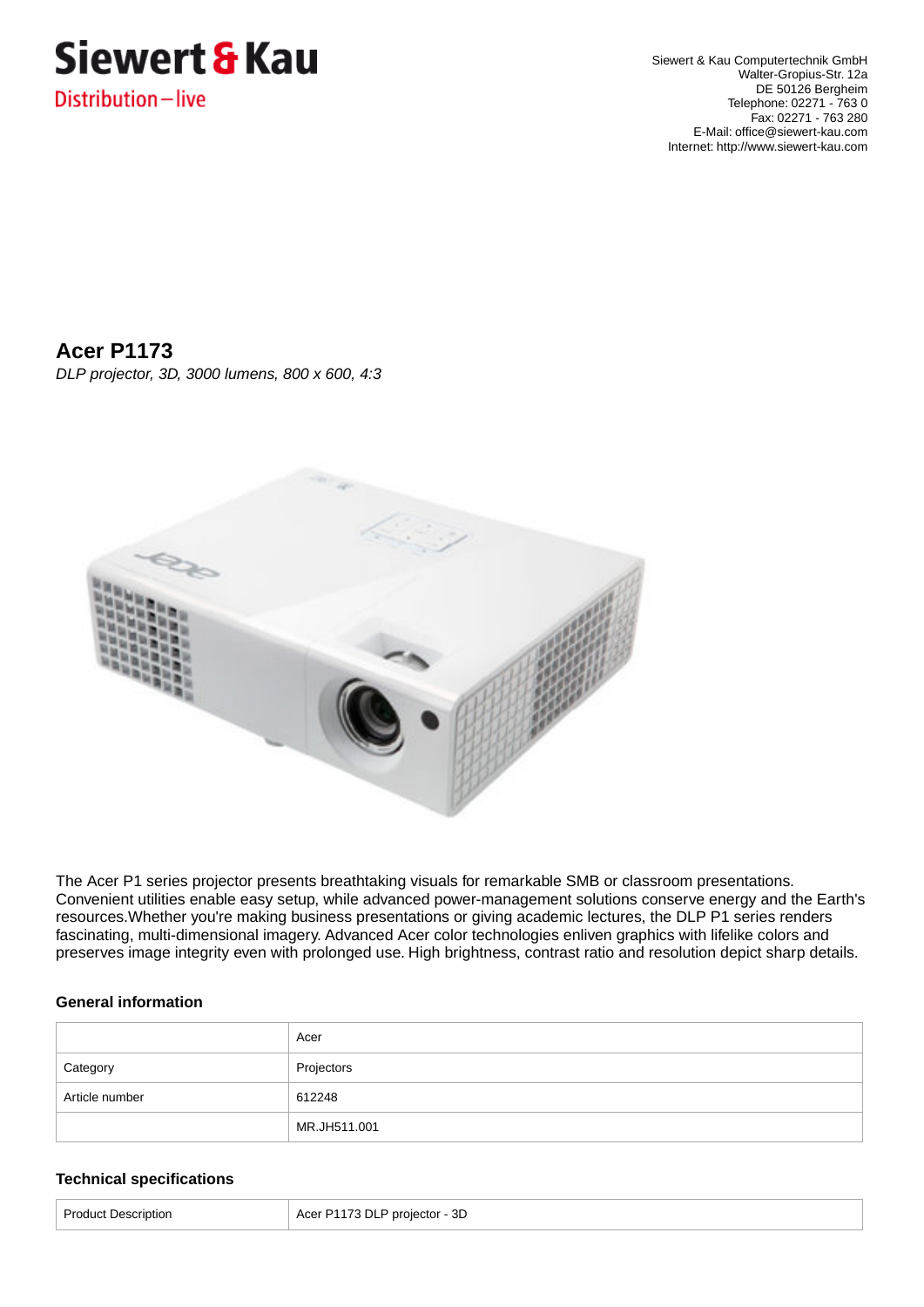Siewert & Kau
Distribution – live

Siewert & Kau Computertechnik GmbH
Walter-Gropius-Str. 12a
DE 50126 Bergheim
Telephone: 02271 - 763 0
Fax: 02271 - 763 280
E-Mail: office@siewert-kau.com
Internet: http://www.siewert-kau.com

# Acer P1173

*DLP projector, 3D, 3000 lumens, 800 x 600, 4:3*

The Acer P1 series projector presents breathtaking visuals for remarkable SMB or classroom presentations. Convenient utilities enable easy setup, while advanced power-management solutions conserve energy and the Earth's resources.Whether you're making business presentations or giving academic lectures, the DLP P1 series renders fascinating, multi-dimensional imagery. Advanced Acer color technologies enliven graphics with lifelike colors and preserves image integrity even with prolonged use. High brightness, contrast ratio and resolution depict sharp details.

### General information

| | |
|---|---|
| | Acer |
| Category | Projectors |
| Article number | 612248 |
| | MR.JH511.001 |

### Technical specifications

| | |
|---|---|
| Product Description | Acer P1173 DLP projector - 3D |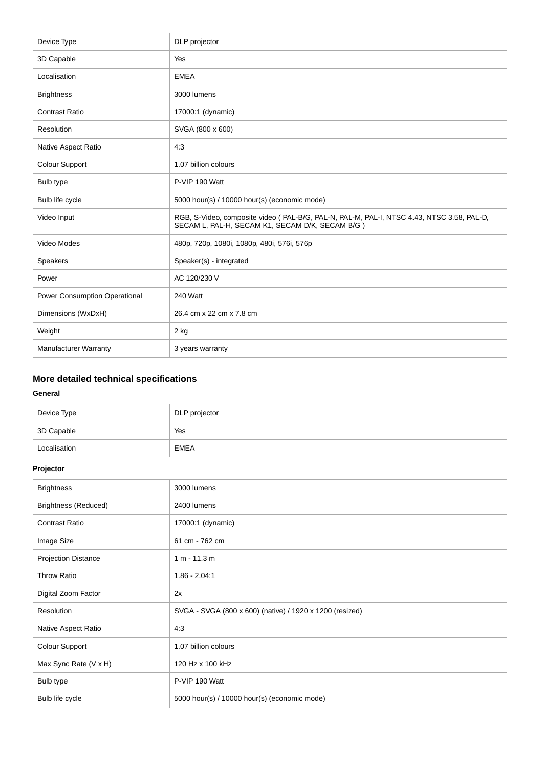| Device Type | DLP projector |
|---|---|
| 3D Capable | Yes |
| Localisation | EMEA |
| Brightness | 3000 lumens |
| Contrast Ratio | 17000:1 (dynamic) |
| Resolution | SVGA (800 x 600) |
| Native Aspect Ratio | 4:3 |
| Colour Support | 1.07 billion colours |
| Bulb type | P-VIP 190 Watt |
| Bulb life cycle | 5000 hour(s) / 10000 hour(s) (economic mode) |
| Video Input | RGB, S-Video, composite video ( PAL-B/G, PAL-N, PAL-M, PAL-I, NTSC 4.43, NTSC 3.58, PAL-D, SECAM L, PAL-H, SECAM K1, SECAM D/K, SECAM B/G ) |
| Video Modes | 480p, 720p, 1080i, 1080p, 480i, 576i, 576p |
| Speakers | Speaker(s) - integrated |
| Power | AC 120/230 V |
| Power Consumption Operational | 240 Watt |
| Dimensions (WxDxH) | 26.4 cm x 22 cm x 7.8 cm |
| Weight | 2 kg |
| Manufacturer Warranty | 3 years warranty |

## More detailed technical specifications

**General**

| Device Type | DLP projector |
|---|---|
| 3D Capable | Yes |
| Localisation | EMEA |

**Projector**

| Brightness | 3000 lumens |
|---|---|
| Brightness (Reduced) | 2400 lumens |
| Contrast Ratio | 17000:1 (dynamic) |
| Image Size | 61 cm - 762 cm |
| Projection Distance | 1 m - 11.3 m |
| Throw Ratio | 1.86 - 2.04:1 |
| Digital Zoom Factor | 2x |
| Resolution | SVGA - SVGA (800 x 600) (native) / 1920 x 1200 (resized) |
| Native Aspect Ratio | 4:3 |
| Colour Support | 1.07 billion colours |
| Max Sync Rate (V x H) | 120 Hz x 100 kHz |
| Bulb type | P-VIP 190 Watt |
| Bulb life cycle | 5000 hour(s) / 10000 hour(s) (economic mode) |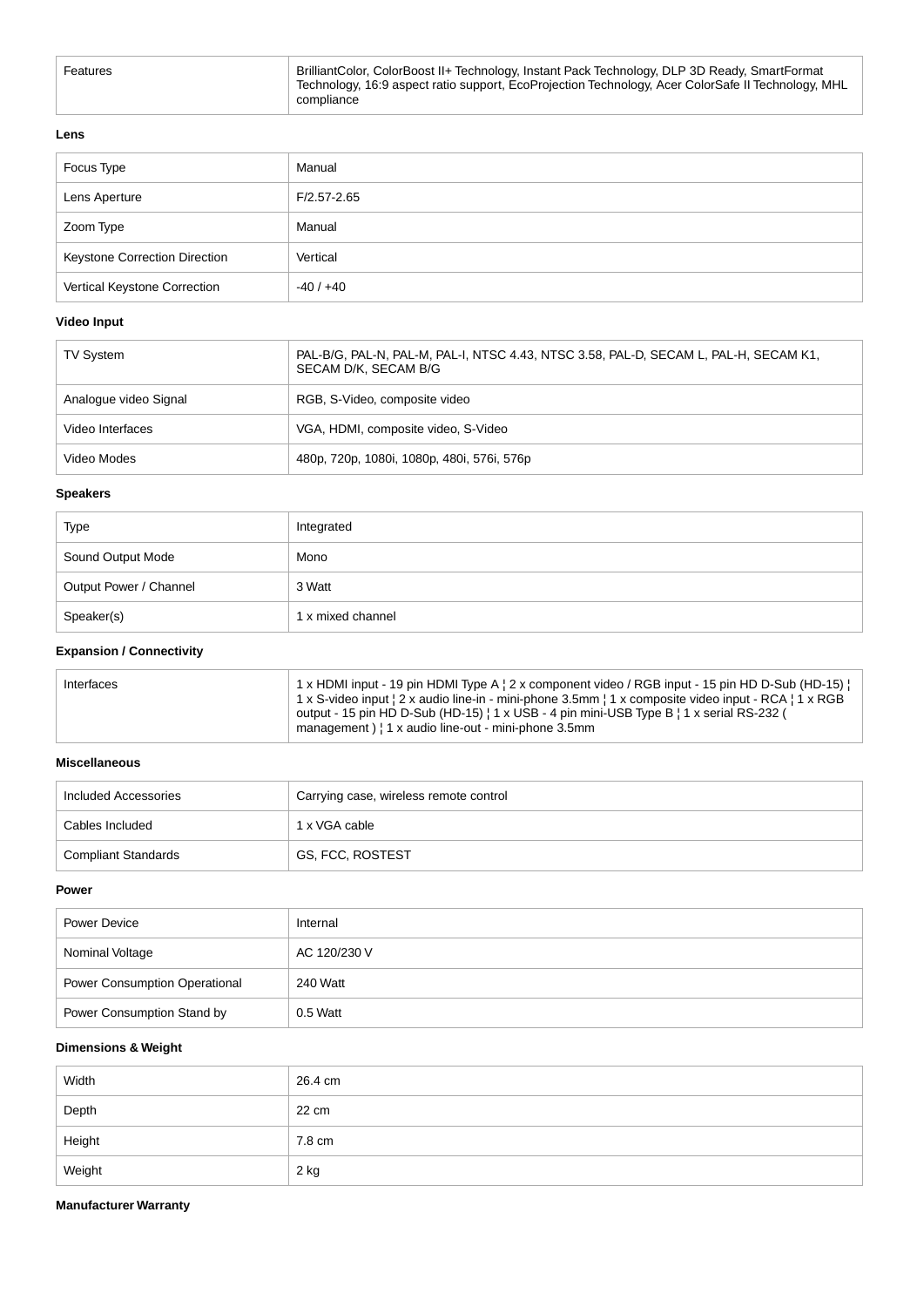| Features | BrilliantColor, ColorBoost II+ Technology, Instant Pack Technology, DLP 3D Ready, SmartFormat Technology, 16:9 aspect ratio support, EcoProjection Technology, Acer ColorSafe II Technology, MHL compliance |
|---|---|

**Lens**

| Focus Type | Manual |
|---|---|
| Lens Aperture | F/2.57-2.65 |
| Zoom Type | Manual |
| Keystone Correction Direction | Vertical |
| Vertical Keystone Correction | -40 / +40 |

**Video Input**

| TV System | PAL-B/G, PAL-N, PAL-M, PAL-I, NTSC 4.43, NTSC 3.58, PAL-D, SECAM L, PAL-H, SECAM K1, SECAM D/K, SECAM B/G |
|---|---|
| Analogue video Signal | RGB, S-Video, composite video |
| Video Interfaces | VGA, HDMI, composite video, S-Video |
| Video Modes | 480p, 720p, 1080i, 1080p, 480i, 576i, 576p |

**Speakers**

| Type | Integrated |
|---|---|
| Sound Output Mode | Mono |
| Output Power / Channel | 3 Watt |
| Speaker(s) | 1 x mixed channel |

**Expansion / Connectivity**

| Interfaces | 1 x HDMI input - 19 pin HDMI Type A ¦ 2 x component video / RGB input - 15 pin HD D-Sub (HD-15) ¦ 1 x S-video input ¦ 2 x audio line-in - mini-phone 3.5mm ¦ 1 x composite video input - RCA ¦ 1 x RGB output - 15 pin HD D-Sub (HD-15) ¦ 1 x USB - 4 pin mini-USB Type B ¦ 1 x serial RS-232 ( management ) ¦ 1 x audio line-out - mini-phone 3.5mm |
|---|---|

**Miscellaneous**

| Included Accessories | Carrying case, wireless remote control |
|---|---|
| Cables Included | 1 x VGA cable |
| Compliant Standards | GS, FCC, ROSTEST |

**Power**

| Power Device | Internal |
|---|---|
| Nominal Voltage | AC 120/230 V |
| Power Consumption Operational | 240 Watt |
| Power Consumption Stand by | 0.5 Watt |

**Dimensions & Weight**

| Width | 26.4 cm |
|---|---|
| Depth | 22 cm |
| Height | 7.8 cm |
| Weight | 2 kg |

**Manufacturer Warranty**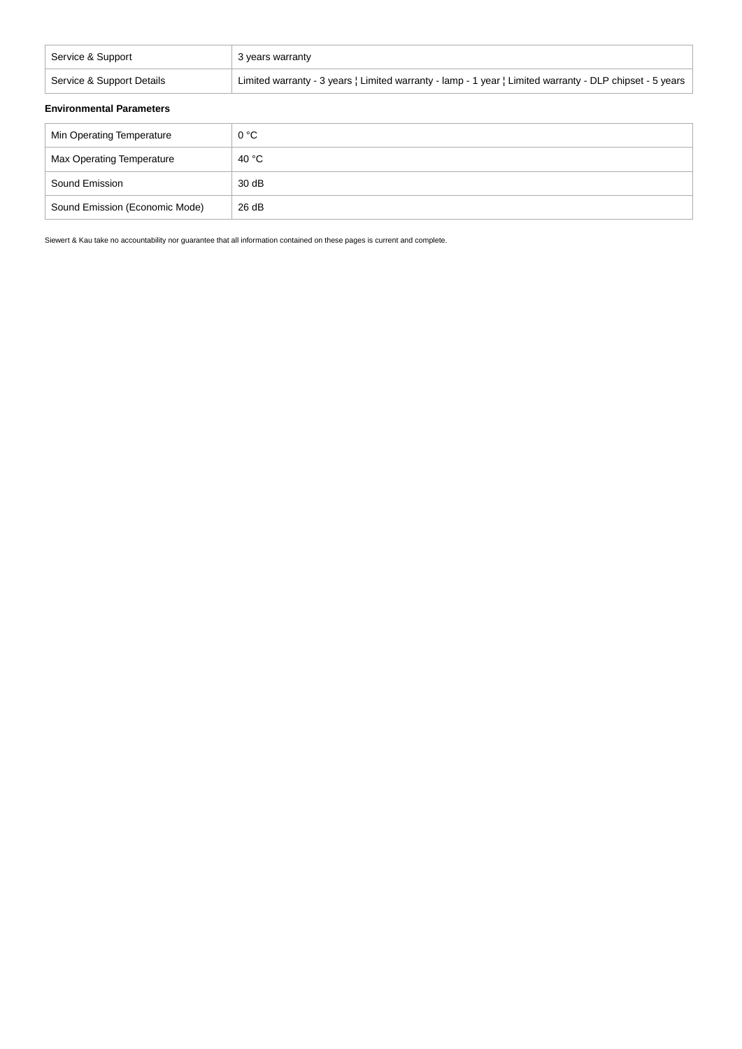| | |
|---|---|
| Service & Support | 3 years warranty |
| Service & Support Details | Limited warranty - 3 years ¦ Limited warranty - lamp - 1 year ¦ Limited warranty - DLP chipset - 5 years |

**Environmental Parameters**

| | |
|---|---|
| Min Operating Temperature | 0 °C |
| Max Operating Temperature | 40 °C |
| Sound Emission | 30 dB |
| Sound Emission (Economic Mode) | 26 dB |

Siewert & Kau take no accountability nor guarantee that all information contained on these pages is current and complete.